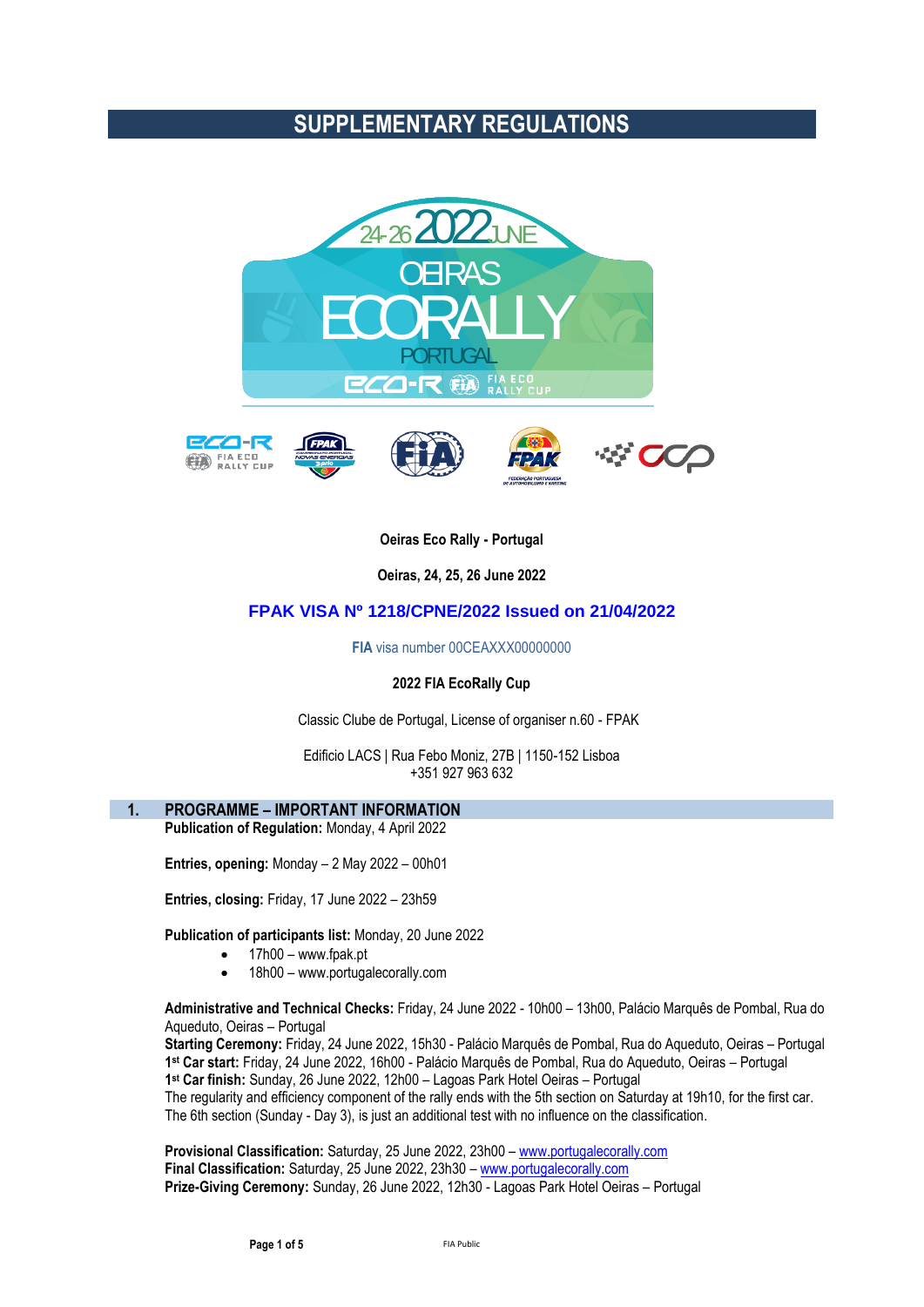# SUPPLEMENTARY REGULATIONS

**Oeiras Eco Rally - Portugal**

**Oeiras, 24, 25, 26 June 2022**

**FPAK VISA Nº 1218/CPNE/2022 Issued on 21/04/2022**

**FIA** visa number 00CEAXXX00000000

**2022 FIA EcoRally Cup**

Classic Clube de Portugal, License of organiser n.60 - FPAK

Edificio LACS | Rua Febo Moniz, 27B | 1150-152 Lisboa
+351 927 963 632

## 1. PROGRAMME – IMPORTANT INFORMATION

**Publication of Regulation:** Monday, 4 April 2022

**Entries, opening:** Monday – 2 May 2022 – 00h01

**Entries, closing:** Friday, 17 June 2022 – 23h59

**Publication of participants list:** Monday, 20 June 2022

- 17h00 – www.fpak.pt
- 18h00 – www.portugalecorally.com

**Administrative and Technical Checks:** Friday, 24 June 2022 - 10h00 – 13h00, Palácio Marquês de Pombal, Rua do Aqueduto, Oeiras – Portugal
**Starting Ceremony:** Friday, 24 June 2022, 15h30 - Palácio Marquês de Pombal, Rua do Aqueduto, Oeiras – Portugal
**1st Car start:** Friday, 24 June 2022, 16h00 - Palácio Marquês de Pombal, Rua do Aqueduto, Oeiras – Portugal
**1st Car finish:** Sunday, 26 June 2022, 12h00 – Lagoas Park Hotel Oeiras – Portugal
The regularity and efficiency component of the rally ends with the 5th section on Saturday at 19h10, for the first car. The 6th section (Sunday - Day 3), is just an additional test with no influence on the classification.

**Provisional Classification:** Saturday, 25 June 2022, 23h00 – www.portugalecorally.com
**Final Classification:** Saturday, 25 June 2022, 23h30 – www.portugalecorally.com
**Prize-Giving Ceremony:** Sunday, 26 June 2022, 12h30 - Lagoas Park Hotel Oeiras – Portugal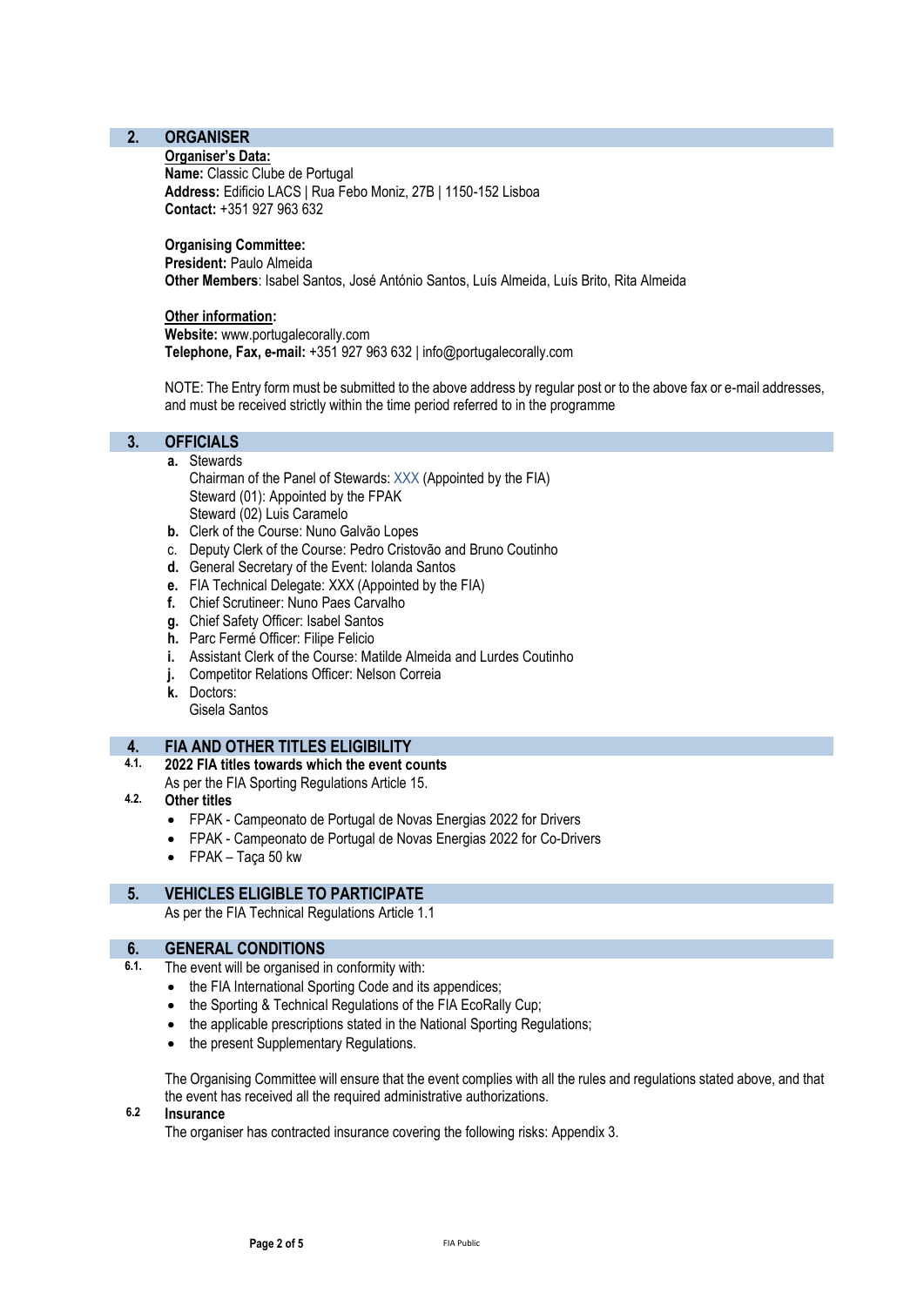## 2. ORGANISER

**Organiser's Data:**
**Name:** Classic Clube de Portugal
**Address:** Edificio LACS | Rua Febo Moniz, 27B | 1150-152 Lisboa
**Contact:** +351 927 963 632

**Organising Committee:**
**President:** Paulo Almeida
**Other Members**: Isabel Santos, José António Santos, Luís Almeida, Luís Brito, Rita Almeida

**Other information:**
**Website:** www.portugalecorally.com
**Telephone, Fax, e-mail:** +351 927 963 632 | info@portugalecorally.com

NOTE: The Entry form must be submitted to the above address by regular post or to the above fax or e-mail addresses, and must be received strictly within the time period referred to in the programme

## 3. OFFICIALS

- **a.** Stewards
  Chairman of the Panel of Stewards: XXX (Appointed by the FIA)
  Steward (01): Appointed by the FPAK
  Steward (02) Luis Caramelo
- **b.** Clerk of the Course: Nuno Galvão Lopes
- c. Deputy Clerk of the Course: Pedro Cristovão and Bruno Coutinho
- **d.** General Secretary of the Event: Iolanda Santos
- **e.** FIA Technical Delegate: XXX (Appointed by the FIA)
- **f.** Chief Scrutineer: Nuno Paes Carvalho
- **g.** Chief Safety Officer: Isabel Santos
- **h.** Parc Fermé Officer: Filipe Felicio
- **i.** Assistant Clerk of the Course: Matilde Almeida and Lurdes Coutinho
- **j.** Competitor Relations Officer: Nelson Correia
- **k.** Doctors:
  Gisela Santos

## 4. FIA AND OTHER TITLES ELIGIBILITY

**4.1. 2022 FIA titles towards which the event counts**
As per the FIA Sporting Regulations Article 15.

**4.2. Other titles**

- FPAK - Campeonato de Portugal de Novas Energias 2022 for Drivers
- FPAK - Campeonato de Portugal de Novas Energias 2022 for Co-Drivers
- FPAK – Taça 50 kw

## 5. VEHICLES ELIGIBLE TO PARTICIPATE

As per the FIA Technical Regulations Article 1.1

## 6. GENERAL CONDITIONS

**6.1.** The event will be organised in conformity with:

- the FIA International Sporting Code and its appendices;
- the Sporting & Technical Regulations of the FIA EcoRally Cup;
- the applicable prescriptions stated in the National Sporting Regulations;
- the present Supplementary Regulations.

The Organising Committee will ensure that the event complies with all the rules and regulations stated above, and that the event has received all the required administrative authorizations.

**6.2 Insurance**
The organiser has contracted insurance covering the following risks: Appendix 3.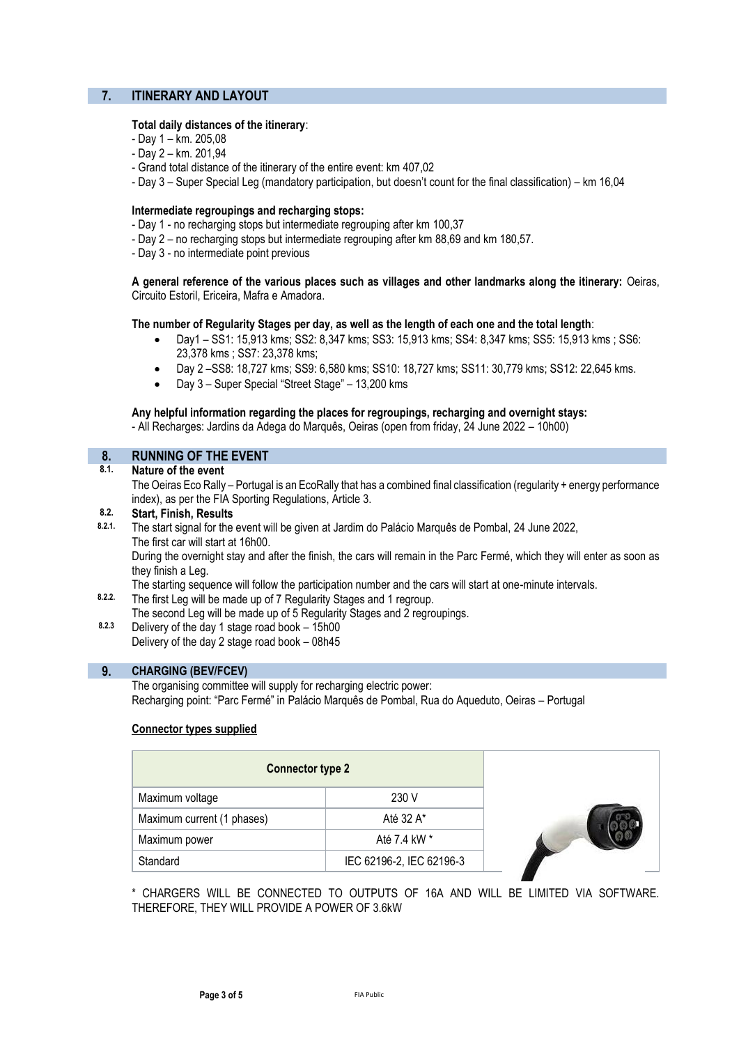## 7. ITINERARY AND LAYOUT

**Total daily distances of the itinerary**:

- Day 1 – km. 205,08
- Day 2 – km. 201,94
- Grand total distance of the itinerary of the entire event: km 407,02
- Day 3 – Super Special Leg (mandatory participation, but doesn't count for the final classification) – km 16,04

**Intermediate regroupings and recharging stops:**

- Day 1 - no recharging stops but intermediate regrouping after km 100,37
- Day 2 – no recharging stops but intermediate regrouping after km 88,69 and km 180,57.
- Day 3 - no intermediate point previous

**A general reference of the various places such as villages and other landmarks along the itinerary:** Oeiras, Circuito Estoril, Ericeira, Mafra e Amadora.

**The number of Regularity Stages per day, as well as the length of each one and the total length**:

- Day1 – SS1: 15,913 kms; SS2: 8,347 kms; SS3: 15,913 kms; SS4: 8,347 kms; SS5: 15,913 kms ; SS6: 23,378 kms ; SS7: 23,378 kms;
- Day 2 –SS8: 18,727 kms; SS9: 6,580 kms; SS10: 18,727 kms; SS11: 30,779 kms; SS12: 22,645 kms.
- Day 3 – Super Special "Street Stage" – 13,200 kms

**Any helpful information regarding the places for regroupings, recharging and overnight stays:**

- All Recharges: Jardins da Adega do Marquês, Oeiras (open from friday, 24 June 2022 – 10h00)

## 8. RUNNING OF THE EVENT

### 8.1. Nature of the event

The Oeiras Eco Rally – Portugal is an EcoRally that has a combined final classification (regularity + energy performance index), as per the FIA Sporting Regulations, Article 3.

### 8.2. Start, Finish, Results

**8.2.1.** The start signal for the event will be given at Jardim do Palácio Marquês de Pombal, 24 June 2022,
The first car will start at 16h00.
During the overnight stay and after the finish, the cars will remain in the Parc Fermé, which they will enter as soon as they finish a Leg.
The starting sequence will follow the participation number and the cars will start at one-minute intervals.

**8.2.2.** The first Leg will be made up of 7 Regularity Stages and 1 regroup.
The second Leg will be made up of 5 Regularity Stages and 2 regroupings.

**8.2.3** Delivery of the day 1 stage road book – 15h00
Delivery of the day 2 stage road book – 08h45

## 9. CHARGING (BEV/FCEV)

The organising committee will supply for recharging electric power:
Recharging point: "Parc Fermé" in Palácio Marquês de Pombal, Rua do Aqueduto, Oeiras – Portugal

**Connector types supplied**

| Connector type 2 | |
|---|---|
| Maximum voltage | 230 V |
| Maximum current (1 phases) | Até 32 A* |
| Maximum power | Até 7.4 kW * |
| Standard | IEC 62196-2, IEC 62196-3 |

* CHARGERS WILL BE CONNECTED TO OUTPUTS OF 16A AND WILL BE LIMITED VIA SOFTWARE. THEREFORE, THEY WILL PROVIDE A POWER OF 3.6kW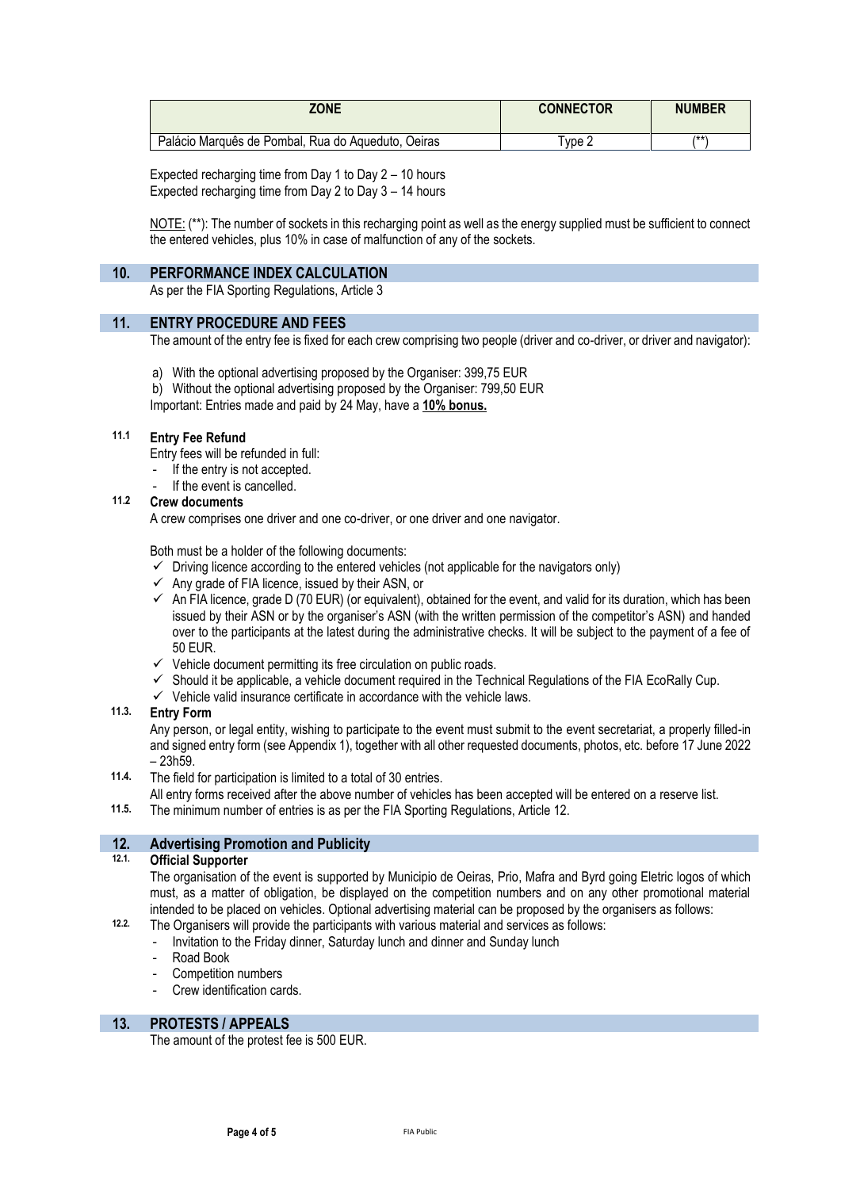| ZONE | CONNECTOR | NUMBER |
|---|---|---|
| Palácio Marquês de Pombal, Rua do Aqueduto, Oeiras | Type 2 | (**) |

Expected recharging time from Day 1 to Day 2 – 10 hours
Expected recharging time from Day 2 to Day 3 – 14 hours

NOTE: (**): The number of sockets in this recharging point as well as the energy supplied must be sufficient to connect the entered vehicles, plus 10% in case of malfunction of any of the sockets.

## 10. PERFORMANCE INDEX CALCULATION

As per the FIA Sporting Regulations, Article 3

## 11. ENTRY PROCEDURE AND FEES

The amount of the entry fee is fixed for each crew comprising two people (driver and co-driver, or driver and navigator):

a) With the optional advertising proposed by the Organiser: 399,75 EUR
b) Without the optional advertising proposed by the Organiser: 799,50 EUR

Important: Entries made and paid by 24 May, have a **10% bonus.**

### 11.1 Entry Fee Refund

Entry fees will be refunded in full:

- If the entry is not accepted.
- If the event is cancelled.

### 11.2 Crew documents

A crew comprises one driver and one co-driver, or one driver and one navigator.

Both must be a holder of the following documents:

- ✓ Driving licence according to the entered vehicles (not applicable for the navigators only)
- ✓ Any grade of FIA licence, issued by their ASN, or
- ✓ An FIA licence, grade D (70 EUR) (or equivalent), obtained for the event, and valid for its duration, which has been issued by their ASN or by the organiser's ASN (with the written permission of the competitor's ASN) and handed over to the participants at the latest during the administrative checks. It will be subject to the payment of a fee of 50 EUR.
- ✓ Vehicle document permitting its free circulation on public roads.
- ✓ Should it be applicable, a vehicle document required in the Technical Regulations of the FIA EcoRally Cup.
- ✓ Vehicle valid insurance certificate in accordance with the vehicle laws.

### 11.3. Entry Form

Any person, or legal entity, wishing to participate to the event must submit to the event secretariat, a properly filled-in and signed entry form (see Appendix 1), together with all other requested documents, photos, etc. before 17 June 2022 – 23h59.

**11.4.** The field for participation is limited to a total of 30 entries.
All entry forms received after the above number of vehicles has been accepted will be entered on a reserve list.

**11.5.** The minimum number of entries is as per the FIA Sporting Regulations, Article 12.

## 12. Advertising Promotion and Publicity

### 12.1. Official Supporter

The organisation of the event is supported by Municipio de Oeiras, Prio, Mafra and Byrd going Eletric logos of which must, as a matter of obligation, be displayed on the competition numbers and on any other promotional material intended to be placed on vehicles. Optional advertising material can be proposed by the organisers as follows:

**12.2.** The Organisers will provide the participants with various material and services as follows:

- Invitation to the Friday dinner, Saturday lunch and dinner and Sunday lunch
- Road Book
- Competition numbers
- Crew identification cards.

## 13. PROTESTS / APPEALS

The amount of the protest fee is 500 EUR.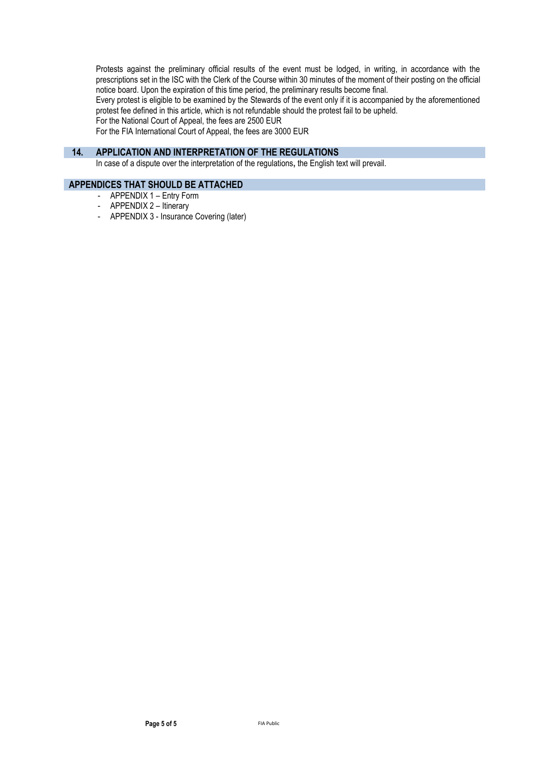Protests against the preliminary official results of the event must be lodged, in writing, in accordance with the prescriptions set in the ISC with the Clerk of the Course within 30 minutes of the moment of their posting on the official notice board. Upon the expiration of this time period, the preliminary results become final.
Every protest is eligible to be examined by the Stewards of the event only if it is accompanied by the aforementioned protest fee defined in this article, which is not refundable should the protest fail to be upheld.
For the National Court of Appeal, the fees are 2500 EUR
For the FIA International Court of Appeal, the fees are 3000 EUR

## 14. APPLICATION AND INTERPRETATION OF THE REGULATIONS

In case of a dispute over the interpretation of the regulations, the English text will prevail.

## APPENDICES THAT SHOULD BE ATTACHED

- APPENDIX 1 – Entry Form
- APPENDIX 2 – Itinerary
- APPENDIX 3 - Insurance Covering (later)